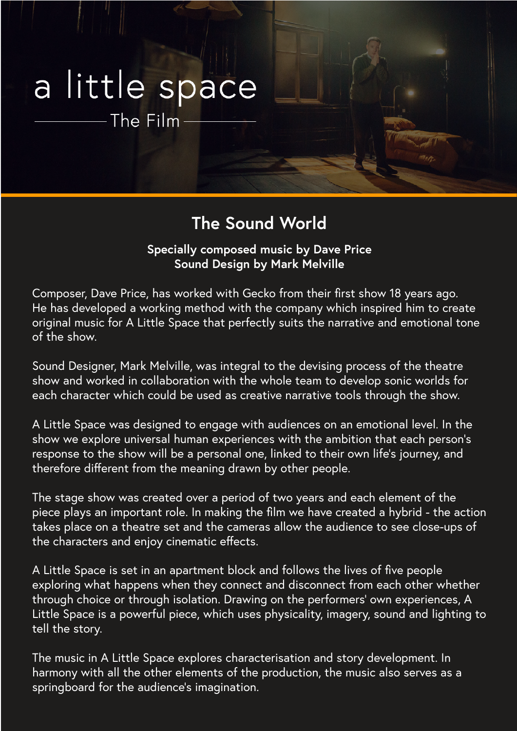# a little space

## The Film

## The Sound World

**Specially composed music by Dave Price**
**Sound Design by Mark Melville**

Composer, Dave Price, has worked with Gecko from their first show 18 years ago. He has developed a working method with the company which inspired him to create original music for A Little Space that perfectly suits the narrative and emotional tone of the show.

Sound Designer, Mark Melville, was integral to the devising process of the theatre show and worked in collaboration with the whole team to develop sonic worlds for each character which could be used as creative narrative tools through the show.

A Little Space was designed to engage with audiences on an emotional level. In the show we explore universal human experiences with the ambition that each person's response to the show will be a personal one, linked to their own life's journey, and therefore different from the meaning drawn by other people.

The stage show was created over a period of two years and each element of the piece plays an important role. In making the film we have created a hybrid - the action takes place on a theatre set and the cameras allow the audience to see close-ups of the characters and enjoy cinematic effects.

A Little Space is set in an apartment block and follows the lives of five people exploring what happens when they connect and disconnect from each other whether through choice or through isolation. Drawing on the performers' own experiences, A Little Space is a powerful piece, which uses physicality, imagery, sound and lighting to tell the story.

The music in A Little Space explores characterisation and story development. In harmony with all the other elements of the production, the music also serves as a springboard for the audience's imagination.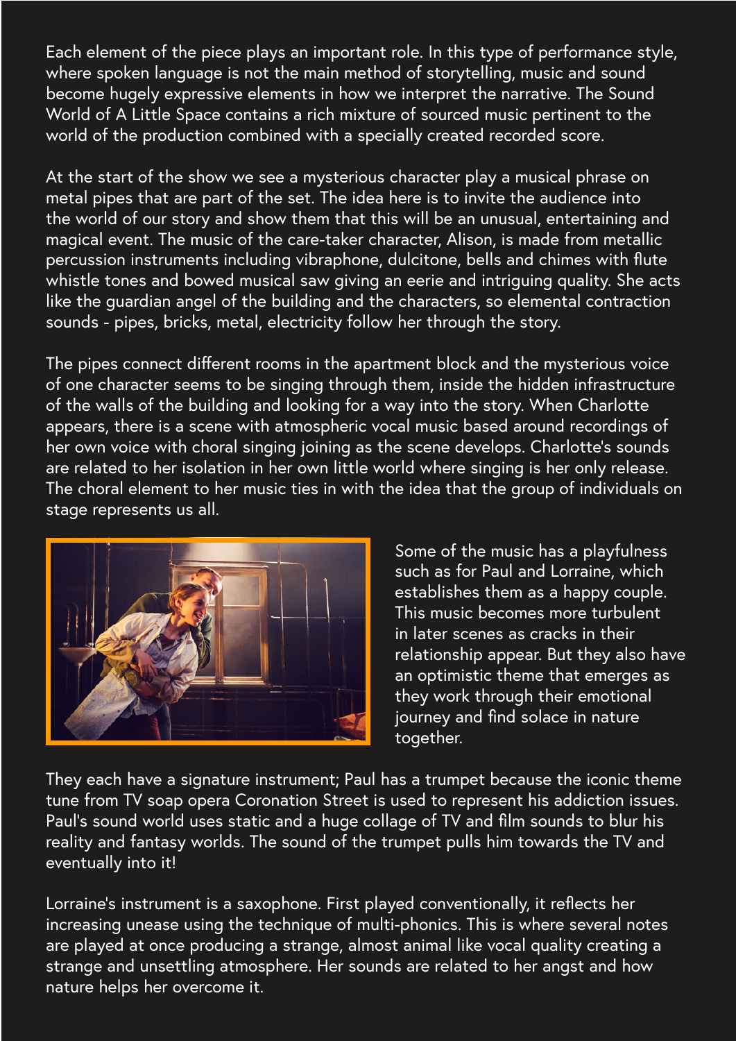Each element of the piece plays an important role. In this type of performance style, where spoken language is not the main method of storytelling, music and sound become hugely expressive elements in how we interpret the narrative. The Sound World of A Little Space contains a rich mixture of sourced music pertinent to the world of the production combined with a specially created recorded score.

At the start of the show we see a mysterious character play a musical phrase on metal pipes that are part of the set. The idea here is to invite the audience into the world of our story and show them that this will be an unusual, entertaining and magical event. The music of the care-taker character, Alison, is made from metallic percussion instruments including vibraphone, dulcitone, bells and chimes with flute whistle tones and bowed musical saw giving an eerie and intriguing quality. She acts like the guardian angel of the building and the characters, so elemental contraction sounds - pipes, bricks, metal, electricity follow her through the story.

The pipes connect different rooms in the apartment block and the mysterious voice of one character seems to be singing through them, inside the hidden infrastructure of the walls of the building and looking for a way into the story. When Charlotte appears, there is a scene with atmospheric vocal music based around recordings of her own voice with choral singing joining as the scene develops. Charlotte's sounds are related to her isolation in her own little world where singing is her only release. The choral element to her music ties in with the idea that the group of individuals on stage represents us all.

Some of the music has a playfulness such as for Paul and Lorraine, which establishes them as a happy couple. This music becomes more turbulent in later scenes as cracks in their relationship appear. But they also have an optimistic theme that emerges as they work through their emotional journey and find solace in nature together.

They each have a signature instrument; Paul has a trumpet because the iconic theme tune from TV soap opera Coronation Street is used to represent his addiction issues. Paul's sound world uses static and a huge collage of TV and film sounds to blur his reality and fantasy worlds. The sound of the trumpet pulls him towards the TV and eventually into it!

Lorraine's instrument is a saxophone. First played conventionally, it reflects her increasing unease using the technique of multi-phonics. This is where several notes are played at once producing a strange, almost animal like vocal quality creating a strange and unsettling atmosphere. Her sounds are related to her angst and how nature helps her overcome it.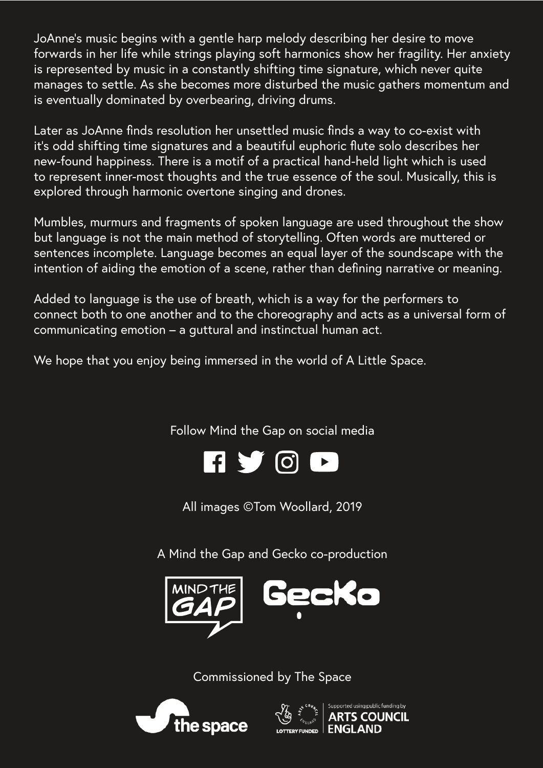JoAnne's music begins with a gentle harp melody describing her desire to move forwards in her life while strings playing soft harmonics show her fragility. Her anxiety is represented by music in a constantly shifting time signature, which never quite manages to settle. As she becomes more disturbed the music gathers momentum and is eventually dominated by overbearing, driving drums.

Later as JoAnne finds resolution her unsettled music finds a way to co-exist with it's odd shifting time signatures and a beautiful euphoric flute solo describes her new-found happiness. There is a motif of a practical hand-held light which is used to represent inner-most thoughts and the true essence of the soul. Musically, this is explored through harmonic overtone singing and drones.

Mumbles, murmurs and fragments of spoken language are used throughout the show but language is not the main method of storytelling. Often words are muttered or sentences incomplete. Language becomes an equal layer of the soundscape with the intention of aiding the emotion of a scene, rather than defining narrative or meaning.

Added to language is the use of breath, which is a way for the performers to connect both to one another and to the choreography and acts as a universal form of communicating emotion – a guttural and instinctual human act.

We hope that you enjoy being immersed in the world of A Little Space.

Follow Mind the Gap on social media

All images ©Tom Woollard, 2019

A Mind the Gap and Gecko co-production

MIND THE GAP

Gecko

Commissioned by The Space

the space

LOTTERY FUNDED

Supported using public funding by ARTS COUNCIL ENGLAND